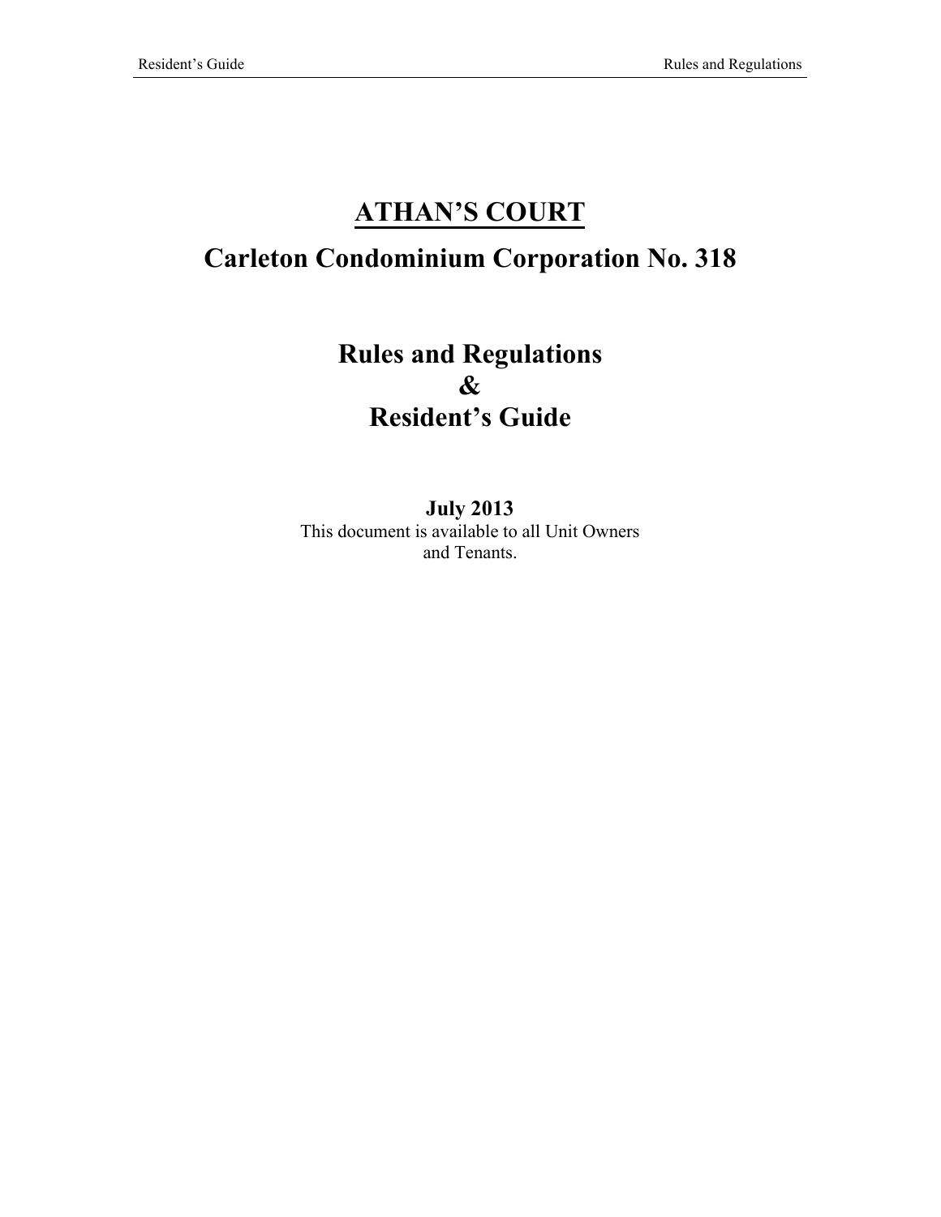# ATHAN'S COURT

# Carleton Condominium Corporation No. 318

## Rules and Regulations
## &
## Resident's Guide

**July 2013**

This document is available to all Unit Owners and Tenants.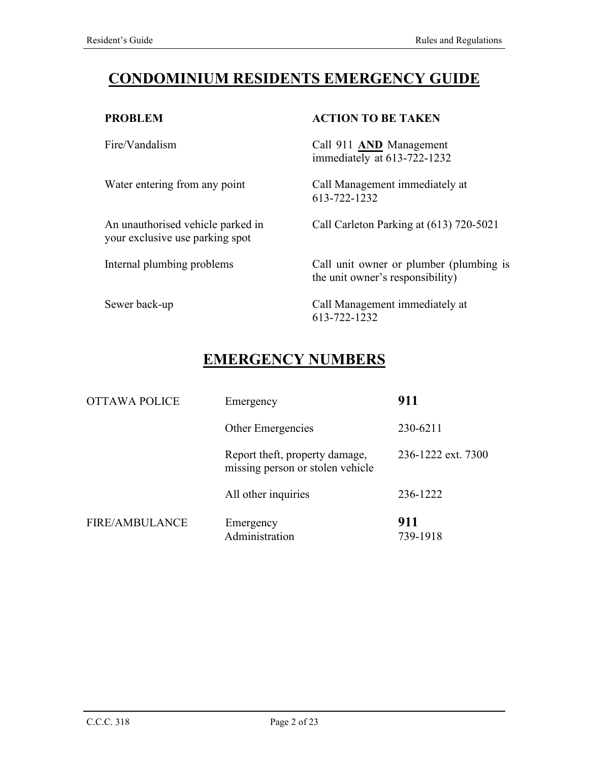# CONDOMINIUM RESIDENTS EMERGENCY GUIDE

| PROBLEM | ACTION TO BE TAKEN |
|---|---|
| Fire/Vandalism | Call 911 **AND** Management immediately at 613-722-1232 |
| Water entering from any point | Call Management immediately at 613-722-1232 |
| An unauthorised vehicle parked in your exclusive use parking spot | Call Carleton Parking at (613) 720-5021 |
| Internal plumbing problems | Call unit owner or plumber (plumbing is the unit owner's responsibility) |
| Sewer back-up | Call Management immediately at 613-722-1232 |

# EMERGENCY NUMBERS

| | | |
|---|---|---|
| OTTAWA POLICE | Emergency | **911** |
| | Other Emergencies | 230-6211 |
| | Report theft, property damage, missing person or stolen vehicle | 236-1222 ext. 7300 |
| | All other inquiries | 236-1222 |
| FIRE/AMBULANCE | Emergency | **911** |
| | Administration | 739-1918 |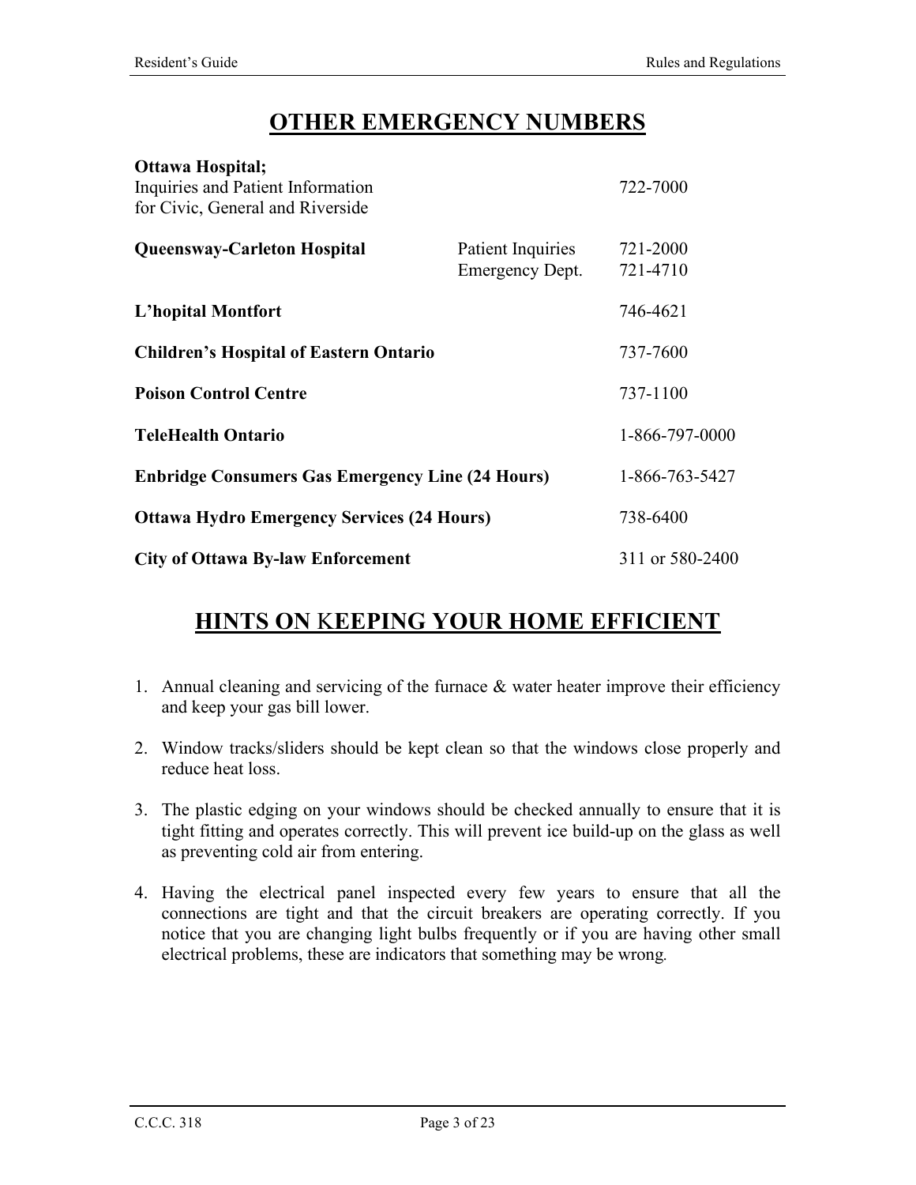# OTHER EMERGENCY NUMBERS

| | | |
|---|---|---|
| **Ottawa Hospital;**<br>Inquiries and Patient Information<br>for Civic, General and Riverside | | 722-7000 |
| **Queensway-Carleton Hospital** | Patient Inquiries<br>Emergency Dept. | 721-2000<br>721-4710 |
| **L'hopital Montfort** | | 746-4621 |
| **Children's Hospital of Eastern Ontario** | | 737-7600 |
| **Poison Control Centre** | | 737-1100 |
| **TeleHealth Ontario** | | 1-866-797-0000 |
| **Enbridge Consumers Gas Emergency Line (24 Hours)** | | 1-866-763-5427 |
| **Ottawa Hydro Emergency Services (24 Hours)** | | 738-6400 |
| **City of Ottawa By-law Enforcement** | | 311 or 580-2400 |

# HINTS ON KEEPING YOUR HOME EFFICIENT

1. Annual cleaning and servicing of the furnace & water heater improve their efficiency and keep your gas bill lower.

2. Window tracks/sliders should be kept clean so that the windows close properly and reduce heat loss.

3. The plastic edging on your windows should be checked annually to ensure that it is tight fitting and operates correctly. This will prevent ice build-up on the glass as well as preventing cold air from entering.

4. Having the electrical panel inspected every few years to ensure that all the connections are tight and that the circuit breakers are operating correctly. If you notice that you are changing light bulbs frequently or if you are having other small electrical problems, these are indicators that something may be wrong.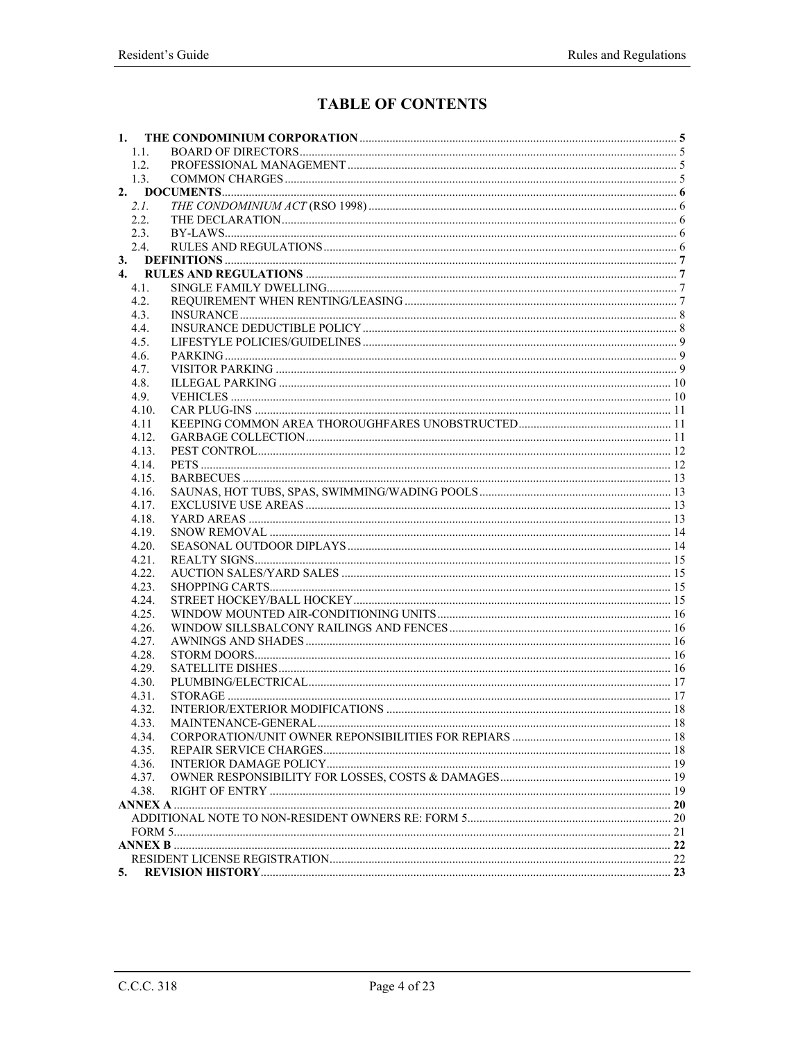# TABLE OF CONTENTS

| | | |
|---|---|---|
| **1.** | **THE CONDOMINIUM CORPORATION** | **5** |
| 1.1. | BOARD OF DIRECTORS | 5 |
| 1.2. | PROFESSIONAL MANAGEMENT | 5 |
| 1.3. | COMMON CHARGES | 5 |
| **2.** | **DOCUMENTS** | **6** |
| *2.1.* | *THE CONDOMINIUM ACT* (RSO 1998) | 6 |
| 2.2. | THE DECLARATION | 6 |
| 2.3. | BY-LAWS | 6 |
| 2.4. | RULES AND REGULATIONS | 6 |
| **3.** | **DEFINITIONS** | **7** |
| **4.** | **RULES AND REGULATIONS** | **7** |
| 4.1. | SINGLE FAMILY DWELLING | 7 |
| 4.2. | REQUIREMENT WHEN RENTING/LEASING | 7 |
| 4.3. | INSURANCE | 8 |
| 4.4. | INSURANCE DEDUCTIBLE POLICY | 8 |
| 4.5. | LIFESTYLE POLICIES/GUIDELINES | 9 |
| 4.6. | PARKING | 9 |
| 4.7. | VISITOR PARKING | 9 |
| 4.8. | ILLEGAL PARKING | 10 |
| 4.9. | VEHICLES | 10 |
| 4.10. | CAR PLUG-INS | 11 |
| 4.11 | KEEPING COMMON AREA THOROUGHFARES UNOBSTRUCTED | 11 |
| 4.12. | GARBAGE COLLECTION | 11 |
| 4.13. | PEST CONTROL | 12 |
| 4.14. | PETS | 12 |
| 4.15. | BARBECUES | 13 |
| 4.16. | SAUNAS, HOT TUBS, SPAS, SWIMMING/WADING POOLS | 13 |
| 4.17. | EXCLUSIVE USE AREAS | 13 |
| 4.18. | YARD AREAS | 13 |
| 4.19. | SNOW REMOVAL | 14 |
| 4.20. | SEASONAL OUTDOOR DIPLAYS | 14 |
| 4.21. | REALTY SIGNS | 15 |
| 4.22. | AUCTION SALES/YARD SALES | 15 |
| 4.23. | SHOPPING CARTS | 15 |
| 4.24. | STREET HOCKEY/BALL HOCKEY | 15 |
| 4.25. | WINDOW MOUNTED AIR-CONDITIONING UNITS | 16 |
| 4.26. | WINDOW SILLSBALCONY RAILINGS AND FENCES | 16 |
| 4.27. | AWNINGS AND SHADES | 16 |
| 4.28. | STORM DOORS | 16 |
| 4.29. | SATELLITE DISHES | 16 |
| 4.30. | PLUMBING/ELECTRICAL | 17 |
| 4.31. | STORAGE | 17 |
| 4.32. | INTERIOR/EXTERIOR MODIFICATIONS | 18 |
| 4.33. | MAINTENANCE-GENERAL | 18 |
| 4.34. | CORPORATION/UNIT OWNER REPONSIBILITIES FOR REPIARS | 18 |
| 4.35. | REPAIR SERVICE CHARGES | 18 |
| 4.36. | INTERIOR DAMAGE POLICY | 19 |
| 4.37. | OWNER RESPONSIBILITY FOR LOSSES, COSTS & DAMAGES | 19 |
| 4.38. | RIGHT OF ENTRY | 19 |
| **ANNEX A** | | **20** |
| | ADDITIONAL NOTE TO NON-RESIDENT OWNERS RE: FORM 5 | 20 |
| | FORM 5 | 21 |
| **ANNEX B** | | **22** |
| | RESIDENT LICENSE REGISTRATION | 22 |
| **5.** | **REVISION HISTORY** | **23** |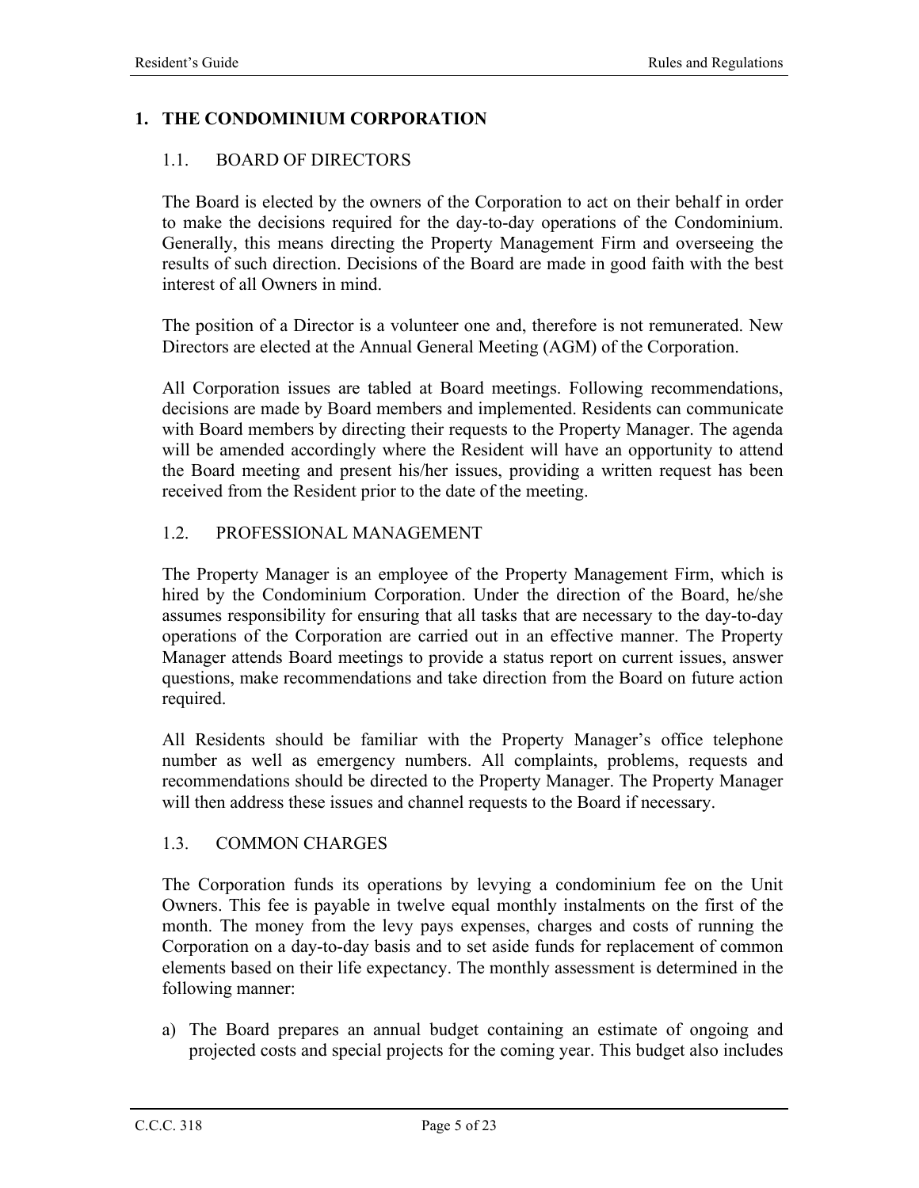# 1. THE CONDOMINIUM CORPORATION

## 1.1. BOARD OF DIRECTORS

The Board is elected by the owners of the Corporation to act on their behalf in order to make the decisions required for the day-to-day operations of the Condominium. Generally, this means directing the Property Management Firm and overseeing the results of such direction. Decisions of the Board are made in good faith with the best interest of all Owners in mind.

The position of a Director is a volunteer one and, therefore is not remunerated. New Directors are elected at the Annual General Meeting (AGM) of the Corporation.

All Corporation issues are tabled at Board meetings. Following recommendations, decisions are made by Board members and implemented. Residents can communicate with Board members by directing their requests to the Property Manager. The agenda will be amended accordingly where the Resident will have an opportunity to attend the Board meeting and present his/her issues, providing a written request has been received from the Resident prior to the date of the meeting.

## 1.2. PROFESSIONAL MANAGEMENT

The Property Manager is an employee of the Property Management Firm, which is hired by the Condominium Corporation. Under the direction of the Board, he/she assumes responsibility for ensuring that all tasks that are necessary to the day-to-day operations of the Corporation are carried out in an effective manner. The Property Manager attends Board meetings to provide a status report on current issues, answer questions, make recommendations and take direction from the Board on future action required.

All Residents should be familiar with the Property Manager's office telephone number as well as emergency numbers. All complaints, problems, requests and recommendations should be directed to the Property Manager. The Property Manager will then address these issues and channel requests to the Board if necessary.

## 1.3. COMMON CHARGES

The Corporation funds its operations by levying a condominium fee on the Unit Owners. This fee is payable in twelve equal monthly instalments on the first of the month. The money from the levy pays expenses, charges and costs of running the Corporation on a day-to-day basis and to set aside funds for replacement of common elements based on their life expectancy. The monthly assessment is determined in the following manner:

a) The Board prepares an annual budget containing an estimate of ongoing and projected costs and special projects for the coming year. This budget also includes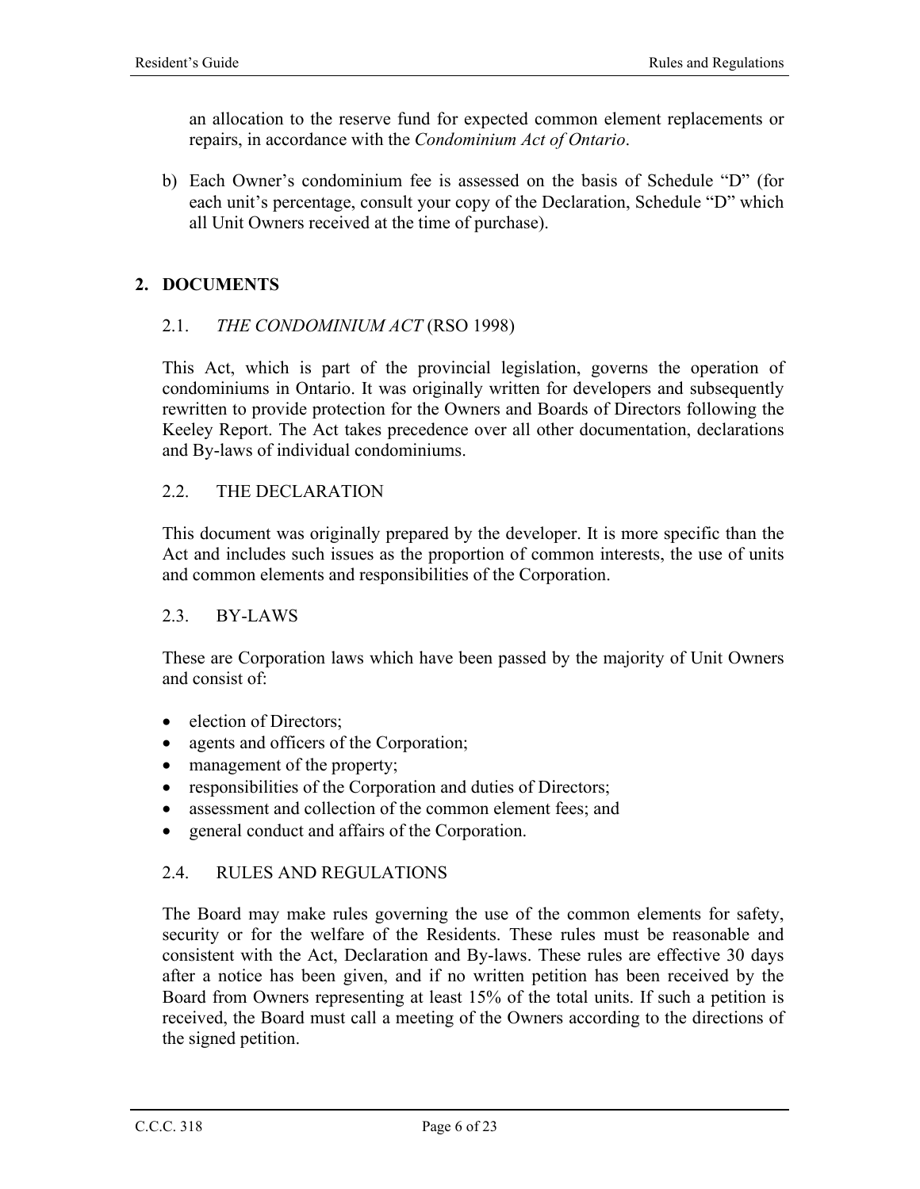an allocation to the reserve fund for expected common element replacements or repairs, in accordance with the *Condominium Act of Ontario*.

b) Each Owner's condominium fee is assessed on the basis of Schedule "D" (for each unit's percentage, consult your copy of the Declaration, Schedule "D" which all Unit Owners received at the time of purchase).

## 2. DOCUMENTS

### 2.1. *THE CONDOMINIUM ACT* (RSO 1998)

This Act, which is part of the provincial legislation, governs the operation of condominiums in Ontario. It was originally written for developers and subsequently rewritten to provide protection for the Owners and Boards of Directors following the Keeley Report. The Act takes precedence over all other documentation, declarations and By-laws of individual condominiums.

### 2.2. THE DECLARATION

This document was originally prepared by the developer. It is more specific than the Act and includes such issues as the proportion of common interests, the use of units and common elements and responsibilities of the Corporation.

### 2.3. BY-LAWS

These are Corporation laws which have been passed by the majority of Unit Owners and consist of:

- election of Directors;
- agents and officers of the Corporation;
- management of the property;
- responsibilities of the Corporation and duties of Directors;
- assessment and collection of the common element fees; and
- general conduct and affairs of the Corporation.

### 2.4. RULES AND REGULATIONS

The Board may make rules governing the use of the common elements for safety, security or for the welfare of the Residents. These rules must be reasonable and consistent with the Act, Declaration and By-laws. These rules are effective 30 days after a notice has been given, and if no written petition has been received by the Board from Owners representing at least 15% of the total units. If such a petition is received, the Board must call a meeting of the Owners according to the directions of the signed petition.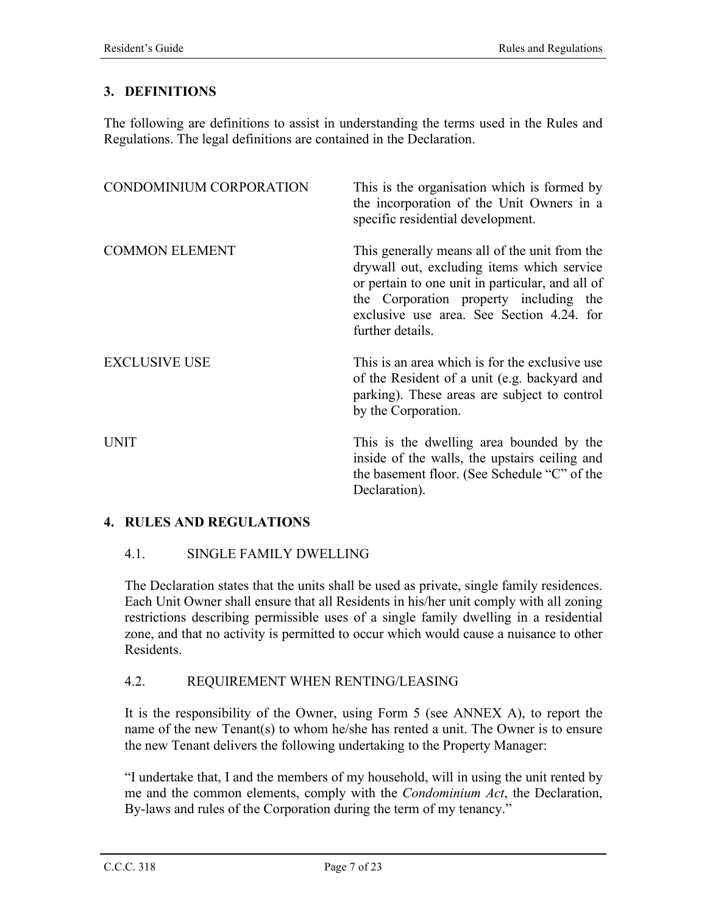## 3. DEFINITIONS

The following are definitions to assist in understanding the terms used in the Rules and Regulations. The legal definitions are contained in the Declaration.

| | |
|---|---|
| CONDOMINIUM CORPORATION | This is the organisation which is formed by the incorporation of the Unit Owners in a specific residential development. |
| COMMON ELEMENT | This generally means all of the unit from the drywall out, excluding items which service or pertain to one unit in particular, and all of the Corporation property including the exclusive use area. See Section 4.24. for further details. |
| EXCLUSIVE USE | This is an area which is for the exclusive use of the Resident of a unit (e.g. backyard and parking). These areas are subject to control by the Corporation. |
| UNIT | This is the dwelling area bounded by the inside of the walls, the upstairs ceiling and the basement floor. (See Schedule "C" of the Declaration). |

## 4. RULES AND REGULATIONS

### 4.1. SINGLE FAMILY DWELLING

The Declaration states that the units shall be used as private, single family residences. Each Unit Owner shall ensure that all Residents in his/her unit comply with all zoning restrictions describing permissible uses of a single family dwelling in a residential zone, and that no activity is permitted to occur which would cause a nuisance to other Residents.

### 4.2. REQUIREMENT WHEN RENTING/LEASING

It is the responsibility of the Owner, using Form 5 (see ANNEX A), to report the name of the new Tenant(s) to whom he/she has rented a unit. The Owner is to ensure the new Tenant delivers the following undertaking to the Property Manager:

"I undertake that, I and the members of my household, will in using the unit rented by me and the common elements, comply with the *Condominium Act*, the Declaration, By-laws and rules of the Corporation during the term of my tenancy."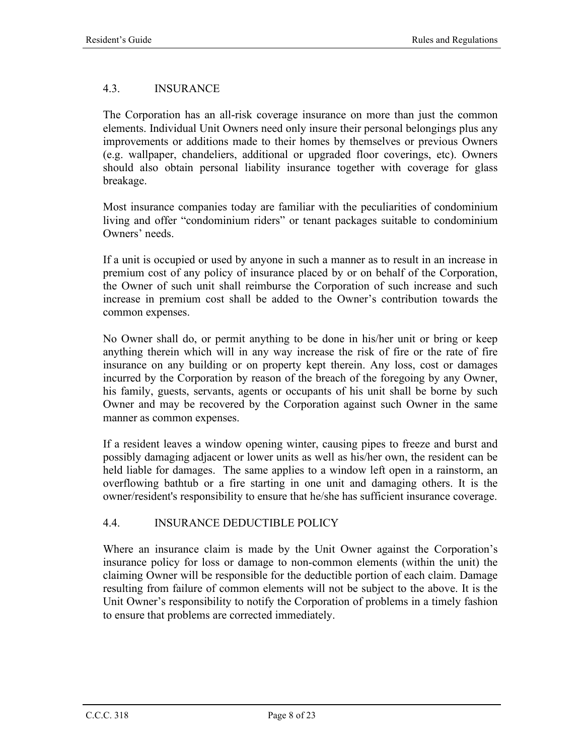## 4.3. INSURANCE

The Corporation has an all-risk coverage insurance on more than just the common elements. Individual Unit Owners need only insure their personal belongings plus any improvements or additions made to their homes by themselves or previous Owners (e.g. wallpaper, chandeliers, additional or upgraded floor coverings, etc). Owners should also obtain personal liability insurance together with coverage for glass breakage.

Most insurance companies today are familiar with the peculiarities of condominium living and offer "condominium riders" or tenant packages suitable to condominium Owners' needs.

If a unit is occupied or used by anyone in such a manner as to result in an increase in premium cost of any policy of insurance placed by or on behalf of the Corporation, the Owner of such unit shall reimburse the Corporation of such increase and such increase in premium cost shall be added to the Owner's contribution towards the common expenses.

No Owner shall do, or permit anything to be done in his/her unit or bring or keep anything therein which will in any way increase the risk of fire or the rate of fire insurance on any building or on property kept therein. Any loss, cost or damages incurred by the Corporation by reason of the breach of the foregoing by any Owner, his family, guests, servants, agents or occupants of his unit shall be borne by such Owner and may be recovered by the Corporation against such Owner in the same manner as common expenses.

If a resident leaves a window opening winter, causing pipes to freeze and burst and possibly damaging adjacent or lower units as well as his/her own, the resident can be held liable for damages. The same applies to a window left open in a rainstorm, an overflowing bathtub or a fire starting in one unit and damaging others. It is the owner/resident's responsibility to ensure that he/she has sufficient insurance coverage.

## 4.4. INSURANCE DEDUCTIBLE POLICY

Where an insurance claim is made by the Unit Owner against the Corporation's insurance policy for loss or damage to non-common elements (within the unit) the claiming Owner will be responsible for the deductible portion of each claim. Damage resulting from failure of common elements will not be subject to the above. It is the Unit Owner's responsibility to notify the Corporation of problems in a timely fashion to ensure that problems are corrected immediately.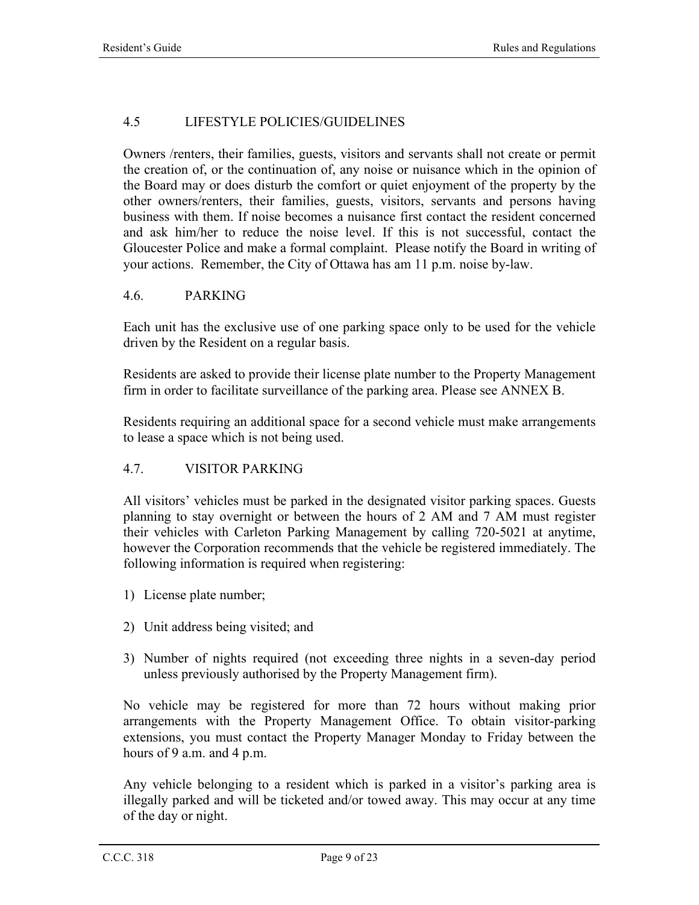## 4.5 LIFESTYLE POLICIES/GUIDELINES

Owners /renters, their families, guests, visitors and servants shall not create or permit the creation of, or the continuation of, any noise or nuisance which in the opinion of the Board may or does disturb the comfort or quiet enjoyment of the property by the other owners/renters, their families, guests, visitors, servants and persons having business with them. If noise becomes a nuisance first contact the resident concerned and ask him/her to reduce the noise level. If this is not successful, contact the Gloucester Police and make a formal complaint. Please notify the Board in writing of your actions. Remember, the City of Ottawa has am 11 p.m. noise by-law.

## 4.6. PARKING

Each unit has the exclusive use of one parking space only to be used for the vehicle driven by the Resident on a regular basis.

Residents are asked to provide their license plate number to the Property Management firm in order to facilitate surveillance of the parking area. Please see ANNEX B.

Residents requiring an additional space for a second vehicle must make arrangements to lease a space which is not being used.

## 4.7. VISITOR PARKING

All visitors' vehicles must be parked in the designated visitor parking spaces. Guests planning to stay overnight or between the hours of 2 AM and 7 AM must register their vehicles with Carleton Parking Management by calling 720-5021 at anytime, however the Corporation recommends that the vehicle be registered immediately. The following information is required when registering:

1) License plate number;

2) Unit address being visited; and

3) Number of nights required (not exceeding three nights in a seven-day period unless previously authorised by the Property Management firm).

No vehicle may be registered for more than 72 hours without making prior arrangements with the Property Management Office. To obtain visitor-parking extensions, you must contact the Property Manager Monday to Friday between the hours of 9 a.m. and 4 p.m.

Any vehicle belonging to a resident which is parked in a visitor's parking area is illegally parked and will be ticketed and/or towed away. This may occur at any time of the day or night.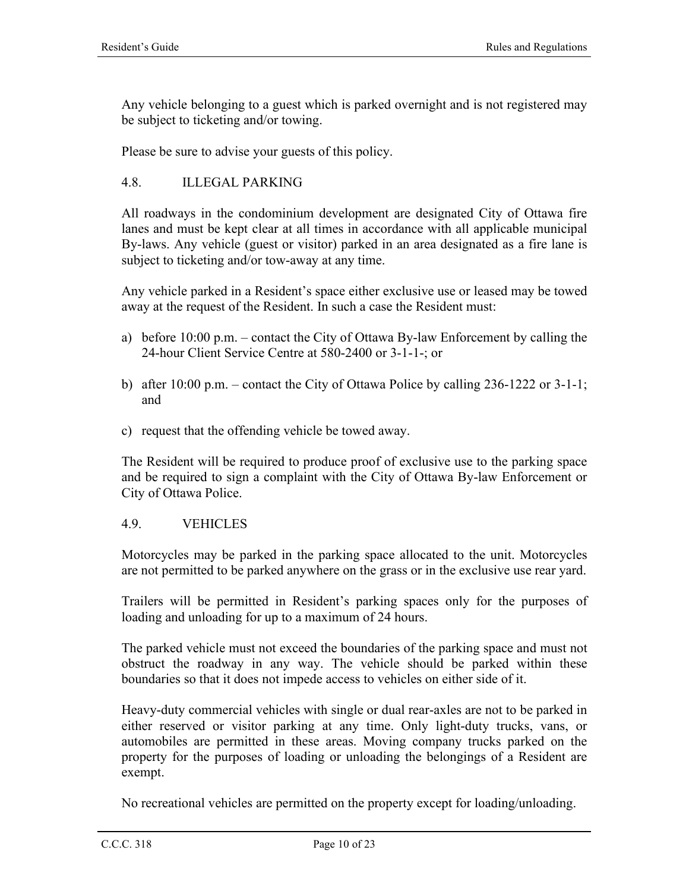Any vehicle belonging to a guest which is parked overnight and is not registered may be subject to ticketing and/or towing.

Please be sure to advise your guests of this policy.

### 4.8. ILLEGAL PARKING

All roadways in the condominium development are designated City of Ottawa fire lanes and must be kept clear at all times in accordance with all applicable municipal By-laws. Any vehicle (guest or visitor) parked in an area designated as a fire lane is subject to ticketing and/or tow-away at any time.

Any vehicle parked in a Resident's space either exclusive use or leased may be towed away at the request of the Resident. In such a case the Resident must:

a) before 10:00 p.m. – contact the City of Ottawa By-law Enforcement by calling the 24-hour Client Service Centre at 580-2400 or 3-1-1-; or

b) after 10:00 p.m. – contact the City of Ottawa Police by calling 236-1222 or 3-1-1; and

c) request that the offending vehicle be towed away.

The Resident will be required to produce proof of exclusive use to the parking space and be required to sign a complaint with the City of Ottawa By-law Enforcement or City of Ottawa Police.

### 4.9. VEHICLES

Motorcycles may be parked in the parking space allocated to the unit. Motorcycles are not permitted to be parked anywhere on the grass or in the exclusive use rear yard.

Trailers will be permitted in Resident's parking spaces only for the purposes of loading and unloading for up to a maximum of 24 hours.

The parked vehicle must not exceed the boundaries of the parking space and must not obstruct the roadway in any way. The vehicle should be parked within these boundaries so that it does not impede access to vehicles on either side of it.

Heavy-duty commercial vehicles with single or dual rear-axles are not to be parked in either reserved or visitor parking at any time. Only light-duty trucks, vans, or automobiles are permitted in these areas. Moving company trucks parked on the property for the purposes of loading or unloading the belongings of a Resident are exempt.

No recreational vehicles are permitted on the property except for loading/unloading.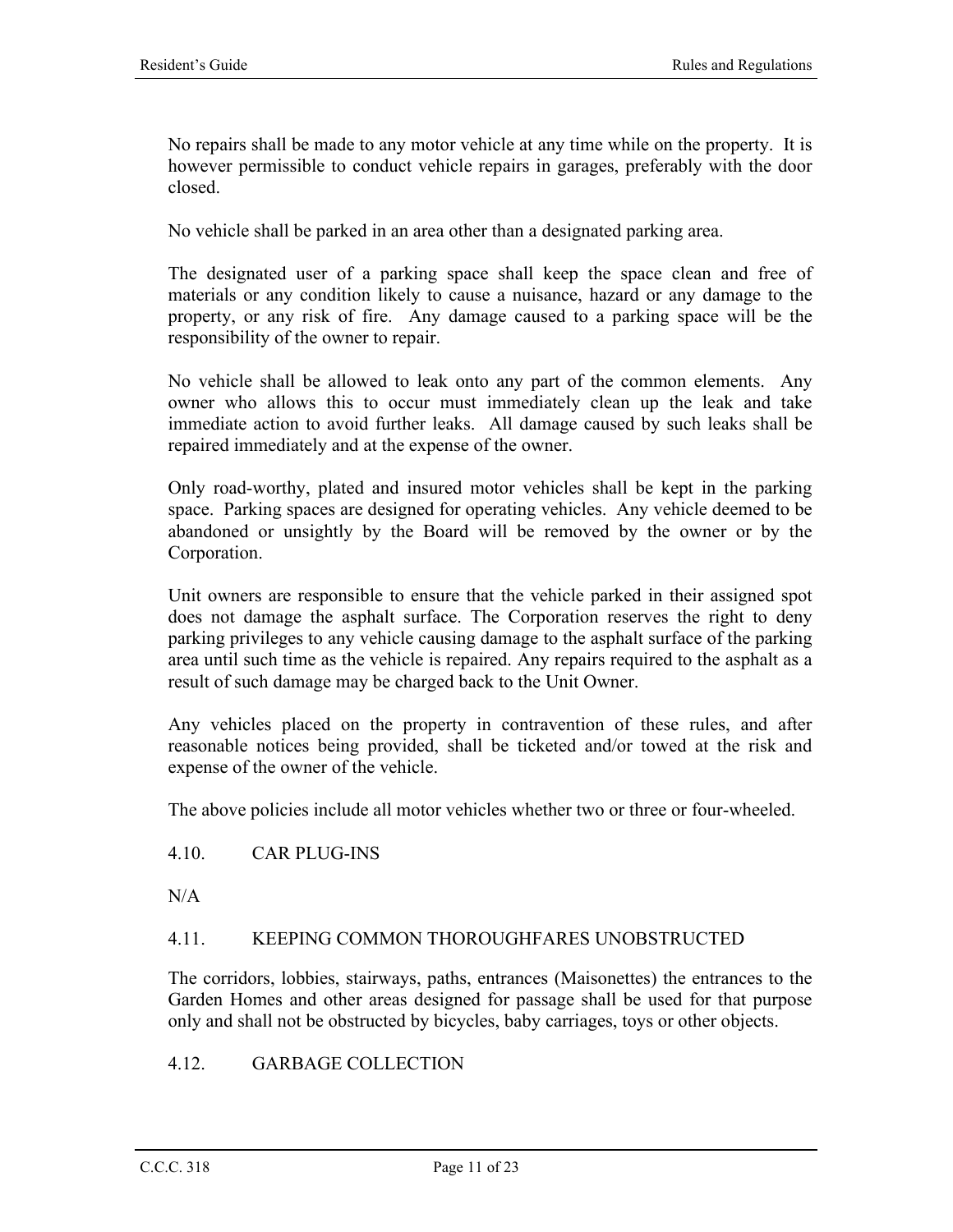No repairs shall be made to any motor vehicle at any time while on the property. It is however permissible to conduct vehicle repairs in garages, preferably with the door closed.

No vehicle shall be parked in an area other than a designated parking area.

The designated user of a parking space shall keep the space clean and free of materials or any condition likely to cause a nuisance, hazard or any damage to the property, or any risk of fire. Any damage caused to a parking space will be the responsibility of the owner to repair.

No vehicle shall be allowed to leak onto any part of the common elements. Any owner who allows this to occur must immediately clean up the leak and take immediate action to avoid further leaks. All damage caused by such leaks shall be repaired immediately and at the expense of the owner.

Only road-worthy, plated and insured motor vehicles shall be kept in the parking space. Parking spaces are designed for operating vehicles. Any vehicle deemed to be abandoned or unsightly by the Board will be removed by the owner or by the Corporation.

Unit owners are responsible to ensure that the vehicle parked in their assigned spot does not damage the asphalt surface. The Corporation reserves the right to deny parking privileges to any vehicle causing damage to the asphalt surface of the parking area until such time as the vehicle is repaired. Any repairs required to the asphalt as a result of such damage may be charged back to the Unit Owner.

Any vehicles placed on the property in contravention of these rules, and after reasonable notices being provided, shall be ticketed and/or towed at the risk and expense of the owner of the vehicle.

The above policies include all motor vehicles whether two or three or four-wheeled.

### 4.10. CAR PLUG-INS

N/A

### 4.11. KEEPING COMMON THOROUGHFARES UNOBSTRUCTED

The corridors, lobbies, stairways, paths, entrances (Maisonettes) the entrances to the Garden Homes and other areas designed for passage shall be used for that purpose only and shall not be obstructed by bicycles, baby carriages, toys or other objects.

### 4.12. GARBAGE COLLECTION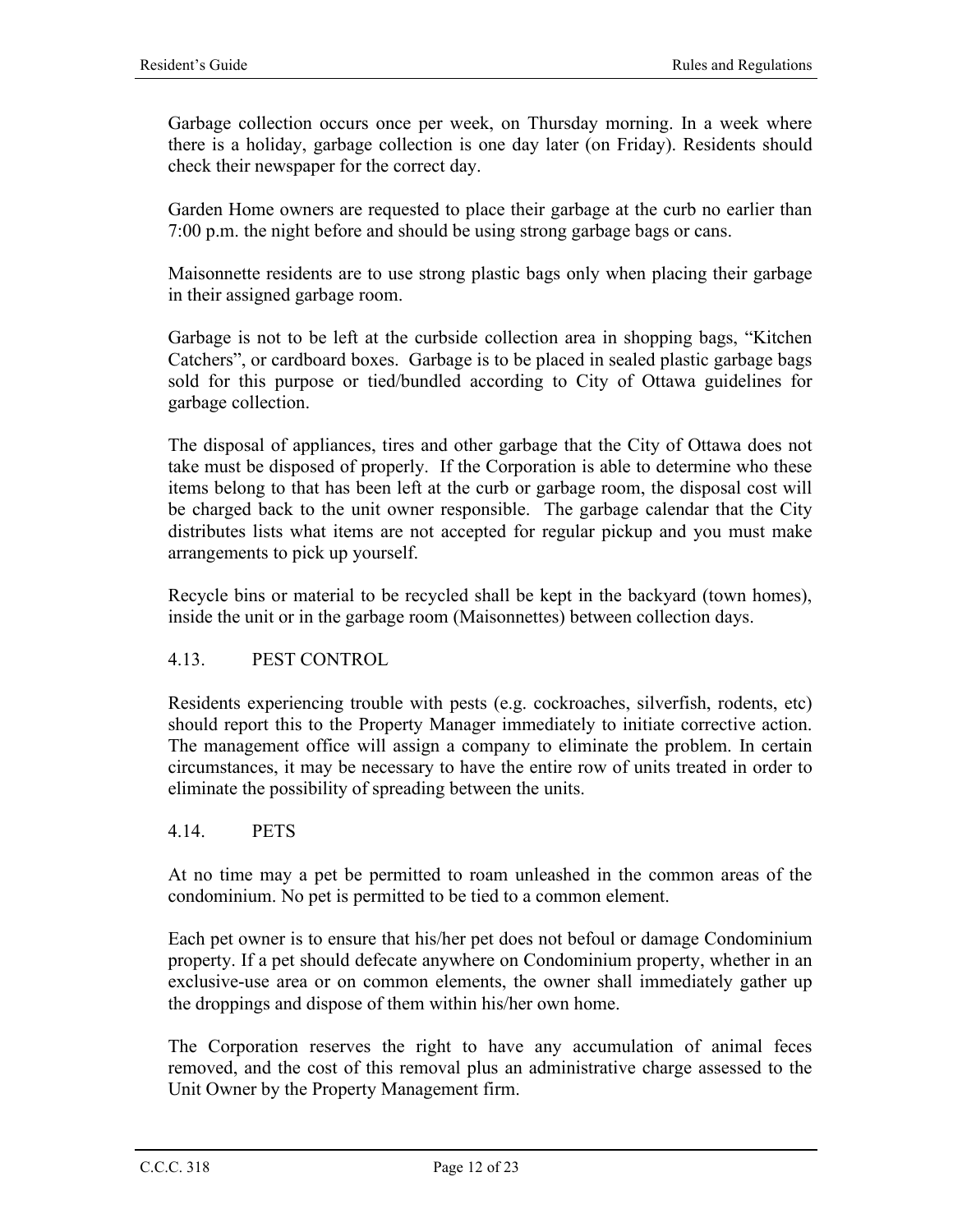Garbage collection occurs once per week, on Thursday morning. In a week where there is a holiday, garbage collection is one day later (on Friday). Residents should check their newspaper for the correct day.

Garden Home owners are requested to place their garbage at the curb no earlier than 7:00 p.m. the night before and should be using strong garbage bags or cans.

Maisonnette residents are to use strong plastic bags only when placing their garbage in their assigned garbage room.

Garbage is not to be left at the curbside collection area in shopping bags, "Kitchen Catchers", or cardboard boxes. Garbage is to be placed in sealed plastic garbage bags sold for this purpose or tied/bundled according to City of Ottawa guidelines for garbage collection.

The disposal of appliances, tires and other garbage that the City of Ottawa does not take must be disposed of properly. If the Corporation is able to determine who these items belong to that has been left at the curb or garbage room, the disposal cost will be charged back to the unit owner responsible. The garbage calendar that the City distributes lists what items are not accepted for regular pickup and you must make arrangements to pick up yourself.

Recycle bins or material to be recycled shall be kept in the backyard (town homes), inside the unit or in the garbage room (Maisonnettes) between collection days.

### 4.13. PEST CONTROL

Residents experiencing trouble with pests (e.g. cockroaches, silverfish, rodents, etc) should report this to the Property Manager immediately to initiate corrective action. The management office will assign a company to eliminate the problem. In certain circumstances, it may be necessary to have the entire row of units treated in order to eliminate the possibility of spreading between the units.

### 4.14. PETS

At no time may a pet be permitted to roam unleashed in the common areas of the condominium. No pet is permitted to be tied to a common element.

Each pet owner is to ensure that his/her pet does not befoul or damage Condominium property. If a pet should defecate anywhere on Condominium property, whether in an exclusive-use area or on common elements, the owner shall immediately gather up the droppings and dispose of them within his/her own home.

The Corporation reserves the right to have any accumulation of animal feces removed, and the cost of this removal plus an administrative charge assessed to the Unit Owner by the Property Management firm.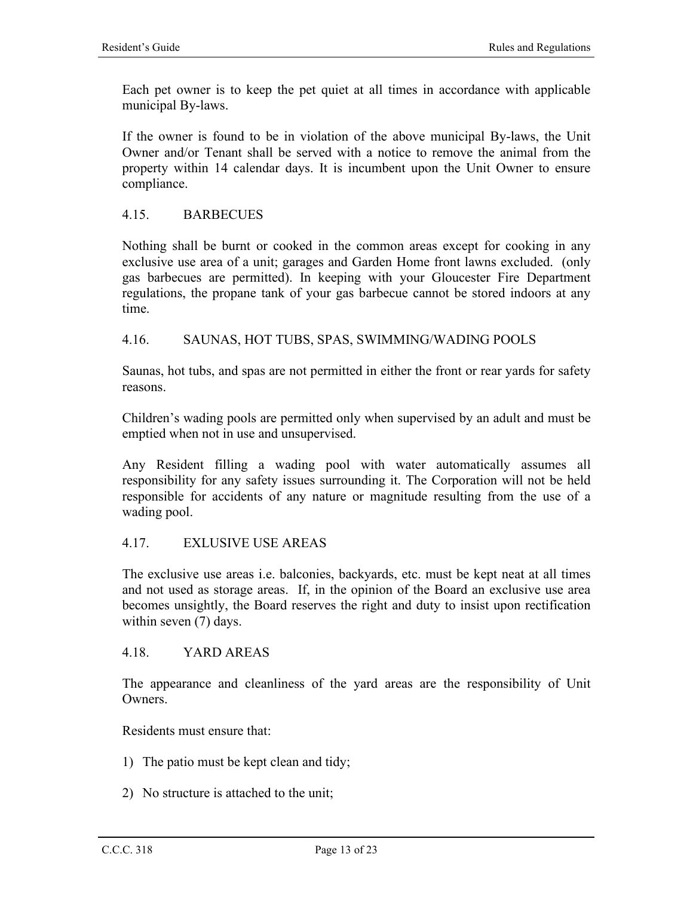Each pet owner is to keep the pet quiet at all times in accordance with applicable municipal By-laws.

If the owner is found to be in violation of the above municipal By-laws, the Unit Owner and/or Tenant shall be served with a notice to remove the animal from the property within 14 calendar days. It is incumbent upon the Unit Owner to ensure compliance.

### 4.15. BARBECUES

Nothing shall be burnt or cooked in the common areas except for cooking in any exclusive use area of a unit; garages and Garden Home front lawns excluded. (only gas barbecues are permitted). In keeping with your Gloucester Fire Department regulations, the propane tank of your gas barbecue cannot be stored indoors at any time.

### 4.16. SAUNAS, HOT TUBS, SPAS, SWIMMING/WADING POOLS

Saunas, hot tubs, and spas are not permitted in either the front or rear yards for safety reasons.

Children's wading pools are permitted only when supervised by an adult and must be emptied when not in use and unsupervised.

Any Resident filling a wading pool with water automatically assumes all responsibility for any safety issues surrounding it. The Corporation will not be held responsible for accidents of any nature or magnitude resulting from the use of a wading pool.

### 4.17. EXLUSIVE USE AREAS

The exclusive use areas i.e. balconies, backyards, etc. must be kept neat at all times and not used as storage areas. If, in the opinion of the Board an exclusive use area becomes unsightly, the Board reserves the right and duty to insist upon rectification within seven (7) days.

### 4.18. YARD AREAS

The appearance and cleanliness of the yard areas are the responsibility of Unit Owners.

Residents must ensure that:

1) The patio must be kept clean and tidy;

2) No structure is attached to the unit;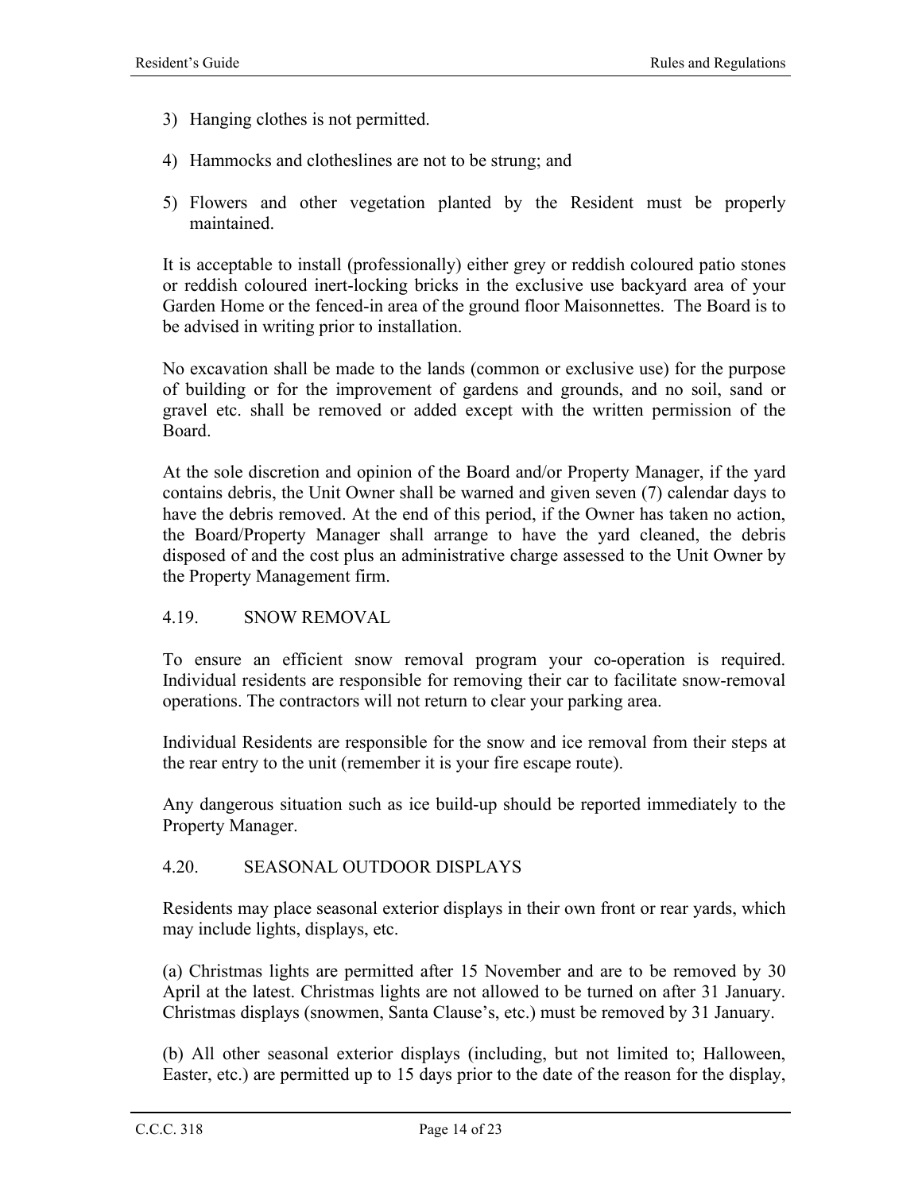3) Hanging clothes is not permitted.

4) Hammocks and clotheslines are not to be strung; and

5) Flowers and other vegetation planted by the Resident must be properly maintained.

It is acceptable to install (professionally) either grey or reddish coloured patio stones or reddish coloured inert-locking bricks in the exclusive use backyard area of your Garden Home or the fenced-in area of the ground floor Maisonnettes. The Board is to be advised in writing prior to installation.

No excavation shall be made to the lands (common or exclusive use) for the purpose of building or for the improvement of gardens and grounds, and no soil, sand or gravel etc. shall be removed or added except with the written permission of the Board.

At the sole discretion and opinion of the Board and/or Property Manager, if the yard contains debris, the Unit Owner shall be warned and given seven (7) calendar days to have the debris removed. At the end of this period, if the Owner has taken no action, the Board/Property Manager shall arrange to have the yard cleaned, the debris disposed of and the cost plus an administrative charge assessed to the Unit Owner by the Property Management firm.

### 4.19. SNOW REMOVAL

To ensure an efficient snow removal program your co-operation is required. Individual residents are responsible for removing their car to facilitate snow-removal operations. The contractors will not return to clear your parking area.

Individual Residents are responsible for the snow and ice removal from their steps at the rear entry to the unit (remember it is your fire escape route).

Any dangerous situation such as ice build-up should be reported immediately to the Property Manager.

### 4.20. SEASONAL OUTDOOR DISPLAYS

Residents may place seasonal exterior displays in their own front or rear yards, which may include lights, displays, etc.

(a) Christmas lights are permitted after 15 November and are to be removed by 30 April at the latest. Christmas lights are not allowed to be turned on after 31 January. Christmas displays (snowmen, Santa Clause's, etc.) must be removed by 31 January.

(b) All other seasonal exterior displays (including, but not limited to; Halloween, Easter, etc.) are permitted up to 15 days prior to the date of the reason for the display,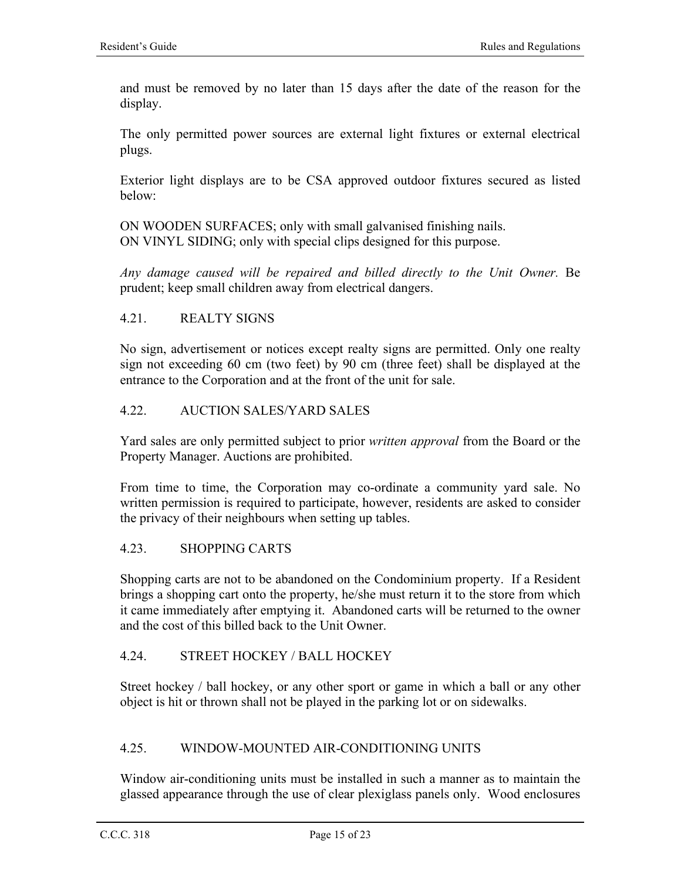and must be removed by no later than 15 days after the date of the reason for the display.

The only permitted power sources are external light fixtures or external electrical plugs.

Exterior light displays are to be CSA approved outdoor fixtures secured as listed below:

ON WOODEN SURFACES; only with small galvanised finishing nails.
ON VINYL SIDING; only with special clips designed for this purpose.

*Any damage caused will be repaired and billed directly to the Unit Owner.* Be prudent; keep small children away from electrical dangers.

### 4.21. REALTY SIGNS

No sign, advertisement or notices except realty signs are permitted. Only one realty sign not exceeding 60 cm (two feet) by 90 cm (three feet) shall be displayed at the entrance to the Corporation and at the front of the unit for sale.

### 4.22. AUCTION SALES/YARD SALES

Yard sales are only permitted subject to prior *written approval* from the Board or the Property Manager. Auctions are prohibited.

From time to time, the Corporation may co-ordinate a community yard sale. No written permission is required to participate, however, residents are asked to consider the privacy of their neighbours when setting up tables.

### 4.23. SHOPPING CARTS

Shopping carts are not to be abandoned on the Condominium property. If a Resident brings a shopping cart onto the property, he/she must return it to the store from which it came immediately after emptying it. Abandoned carts will be returned to the owner and the cost of this billed back to the Unit Owner.

### 4.24. STREET HOCKEY / BALL HOCKEY

Street hockey / ball hockey, or any other sport or game in which a ball or any other object is hit or thrown shall not be played in the parking lot or on sidewalks.

### 4.25. WINDOW-MOUNTED AIR-CONDITIONING UNITS

Window air-conditioning units must be installed in such a manner as to maintain the glassed appearance through the use of clear plexiglass panels only. Wood enclosures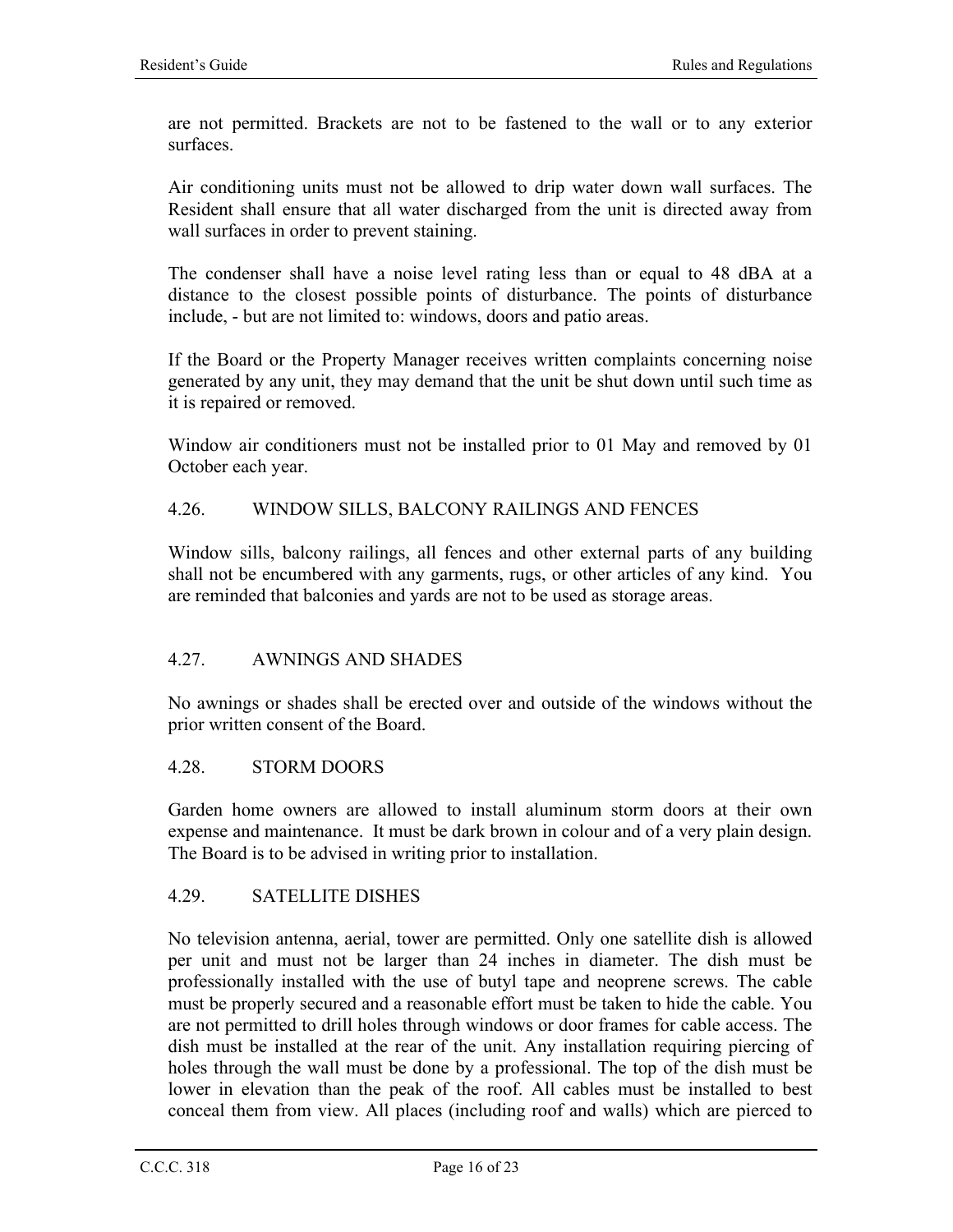are not permitted. Brackets are not to be fastened to the wall or to any exterior surfaces.

Air conditioning units must not be allowed to drip water down wall surfaces. The Resident shall ensure that all water discharged from the unit is directed away from wall surfaces in order to prevent staining.

The condenser shall have a noise level rating less than or equal to 48 dBA at a distance to the closest possible points of disturbance. The points of disturbance include, - but are not limited to: windows, doors and patio areas.

If the Board or the Property Manager receives written complaints concerning noise generated by any unit, they may demand that the unit be shut down until such time as it is repaired or removed.

Window air conditioners must not be installed prior to 01 May and removed by 01 October each year.

## 4.26. WINDOW SILLS, BALCONY RAILINGS AND FENCES

Window sills, balcony railings, all fences and other external parts of any building shall not be encumbered with any garments, rugs, or other articles of any kind. You are reminded that balconies and yards are not to be used as storage areas.

## 4.27. AWNINGS AND SHADES

No awnings or shades shall be erected over and outside of the windows without the prior written consent of the Board.

## 4.28. STORM DOORS

Garden home owners are allowed to install aluminum storm doors at their own expense and maintenance. It must be dark brown in colour and of a very plain design. The Board is to be advised in writing prior to installation.

## 4.29. SATELLITE DISHES

No television antenna, aerial, tower are permitted. Only one satellite dish is allowed per unit and must not be larger than 24 inches in diameter. The dish must be professionally installed with the use of butyl tape and neoprene screws. The cable must be properly secured and a reasonable effort must be taken to hide the cable. You are not permitted to drill holes through windows or door frames for cable access. The dish must be installed at the rear of the unit. Any installation requiring piercing of holes through the wall must be done by a professional. The top of the dish must be lower in elevation than the peak of the roof. All cables must be installed to best conceal them from view. All places (including roof and walls) which are pierced to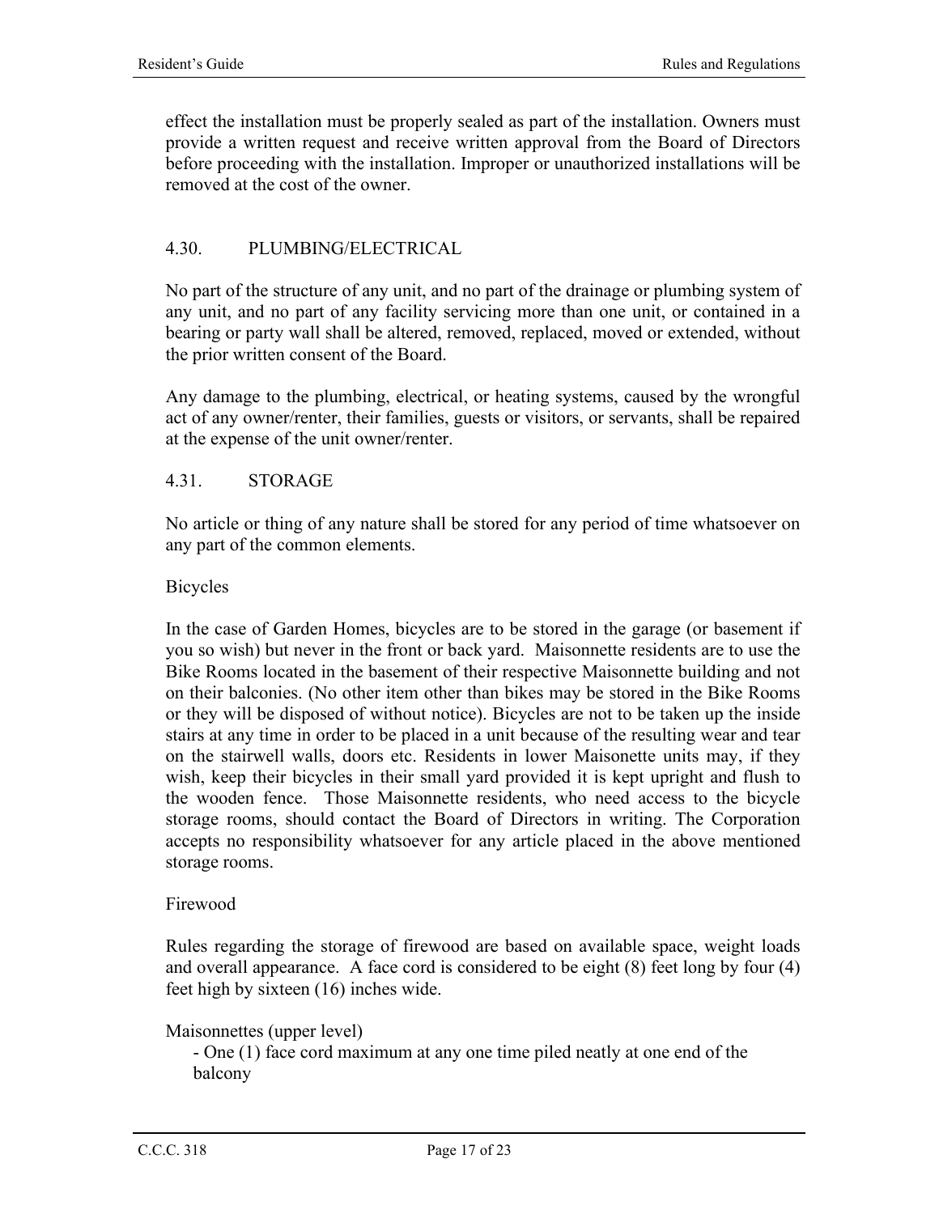effect the installation must be properly sealed as part of the installation. Owners must provide a written request and receive written approval from the Board of Directors before proceeding with the installation. Improper or unauthorized installations will be removed at the cost of the owner.

## 4.30. PLUMBING/ELECTRICAL

No part of the structure of any unit, and no part of the drainage or plumbing system of any unit, and no part of any facility servicing more than one unit, or contained in a bearing or party wall shall be altered, removed, replaced, moved or extended, without the prior written consent of the Board.

Any damage to the plumbing, electrical, or heating systems, caused by the wrongful act of any owner/renter, their families, guests or visitors, or servants, shall be repaired at the expense of the unit owner/renter.

## 4.31. STORAGE

No article or thing of any nature shall be stored for any period of time whatsoever on any part of the common elements.

### Bicycles

In the case of Garden Homes, bicycles are to be stored in the garage (or basement if you so wish) but never in the front or back yard. Maisonnette residents are to use the Bike Rooms located in the basement of their respective Maisonnette building and not on their balconies. (No other item other than bikes may be stored in the Bike Rooms or they will be disposed of without notice). Bicycles are not to be taken up the inside stairs at any time in order to be placed in a unit because of the resulting wear and tear on the stairwell walls, doors etc. Residents in lower Maisonette units may, if they wish, keep their bicycles in their small yard provided it is kept upright and flush to the wooden fence. Those Maisonnette residents, who need access to the bicycle storage rooms, should contact the Board of Directors in writing. The Corporation accepts no responsibility whatsoever for any article placed in the above mentioned storage rooms.

### Firewood

Rules regarding the storage of firewood are based on available space, weight loads and overall appearance. A face cord is considered to be eight (8) feet long by four (4) feet high by sixteen (16) inches wide.

Maisonnettes (upper level)

- One (1) face cord maximum at any one time piled neatly at one end of the balcony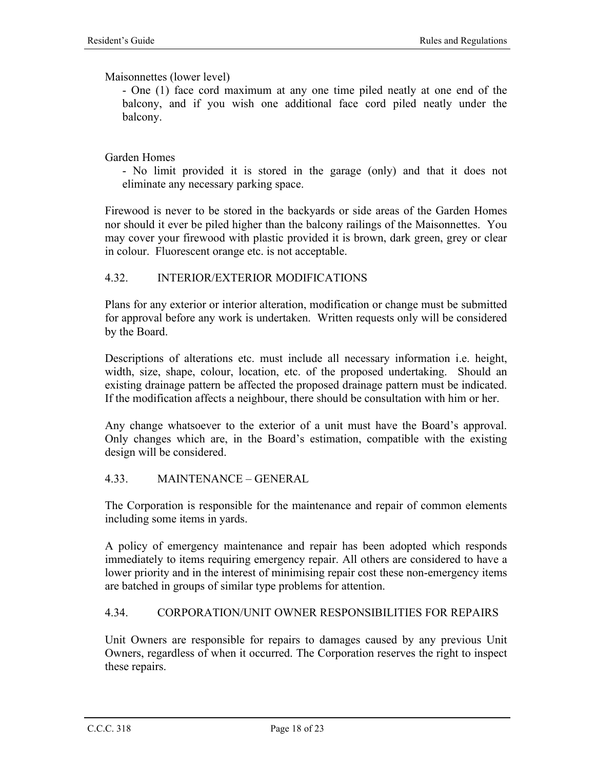Maisonnettes (lower level)

- One (1) face cord maximum at any one time piled neatly at one end of the balcony, and if you wish one additional face cord piled neatly under the balcony.

Garden Homes

- No limit provided it is stored in the garage (only) and that it does not eliminate any necessary parking space.

Firewood is never to be stored in the backyards or side areas of the Garden Homes nor should it ever be piled higher than the balcony railings of the Maisonnettes. You may cover your firewood with plastic provided it is brown, dark green, grey or clear in colour. Fluorescent orange etc. is not acceptable.

## 4.32. INTERIOR/EXTERIOR MODIFICATIONS

Plans for any exterior or interior alteration, modification or change must be submitted for approval before any work is undertaken. Written requests only will be considered by the Board.

Descriptions of alterations etc. must include all necessary information i.e. height, width, size, shape, colour, location, etc. of the proposed undertaking. Should an existing drainage pattern be affected the proposed drainage pattern must be indicated. If the modification affects a neighbour, there should be consultation with him or her.

Any change whatsoever to the exterior of a unit must have the Board's approval. Only changes which are, in the Board's estimation, compatible with the existing design will be considered.

## 4.33. MAINTENANCE – GENERAL

The Corporation is responsible for the maintenance and repair of common elements including some items in yards.

A policy of emergency maintenance and repair has been adopted which responds immediately to items requiring emergency repair. All others are considered to have a lower priority and in the interest of minimising repair cost these non-emergency items are batched in groups of similar type problems for attention.

## 4.34. CORPORATION/UNIT OWNER RESPONSIBILITIES FOR REPAIRS

Unit Owners are responsible for repairs to damages caused by any previous Unit Owners, regardless of when it occurred. The Corporation reserves the right to inspect these repairs.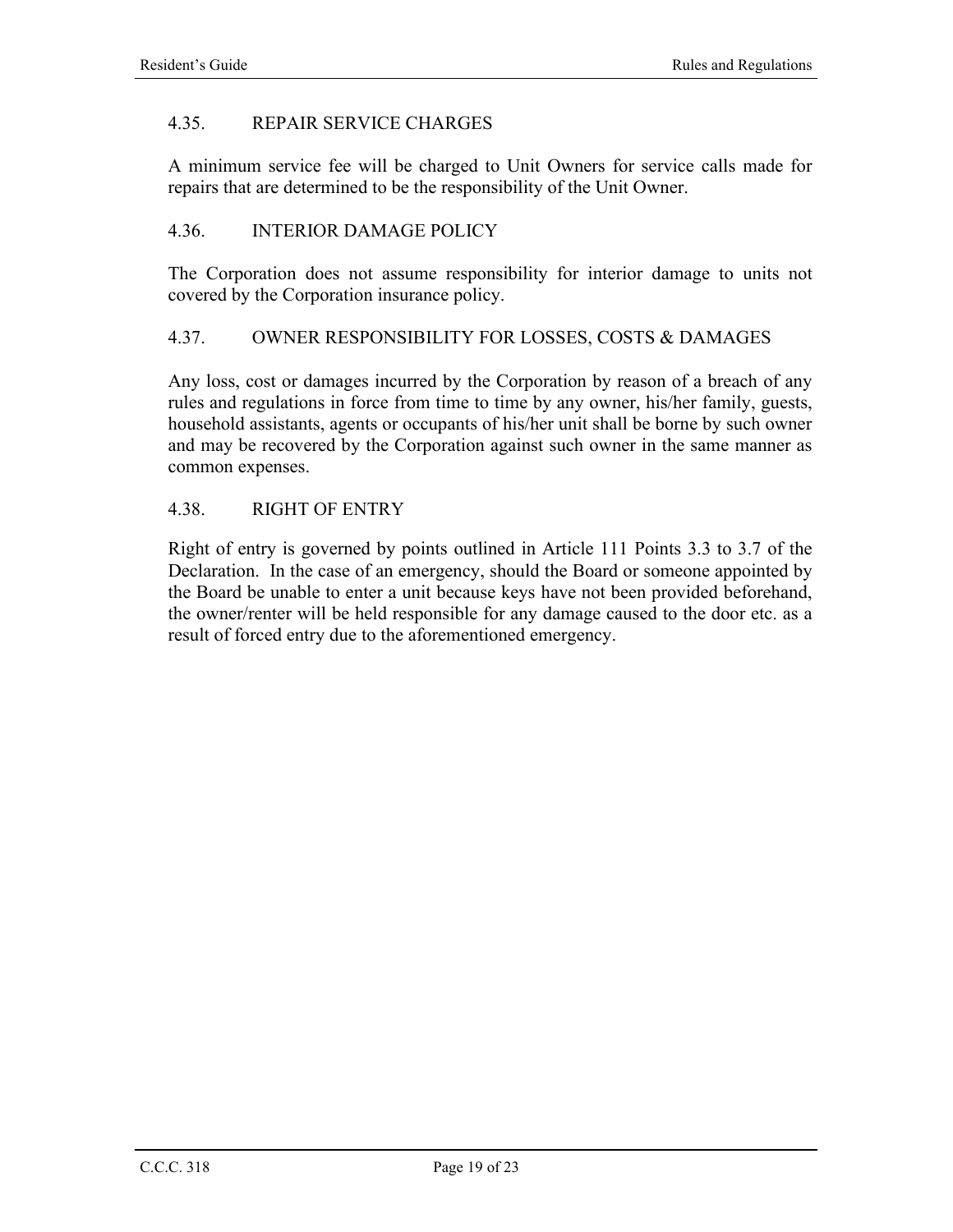## 4.35. REPAIR SERVICE CHARGES

A minimum service fee will be charged to Unit Owners for service calls made for repairs that are determined to be the responsibility of the Unit Owner.

## 4.36. INTERIOR DAMAGE POLICY

The Corporation does not assume responsibility for interior damage to units not covered by the Corporation insurance policy.

## 4.37. OWNER RESPONSIBILITY FOR LOSSES, COSTS & DAMAGES

Any loss, cost or damages incurred by the Corporation by reason of a breach of any rules and regulations in force from time to time by any owner, his/her family, guests, household assistants, agents or occupants of his/her unit shall be borne by such owner and may be recovered by the Corporation against such owner in the same manner as common expenses.

## 4.38. RIGHT OF ENTRY

Right of entry is governed by points outlined in Article 111 Points 3.3 to 3.7 of the Declaration. In the case of an emergency, should the Board or someone appointed by the Board be unable to enter a unit because keys have not been provided beforehand, the owner/renter will be held responsible for any damage caused to the door etc. as a result of forced entry due to the aforementioned emergency.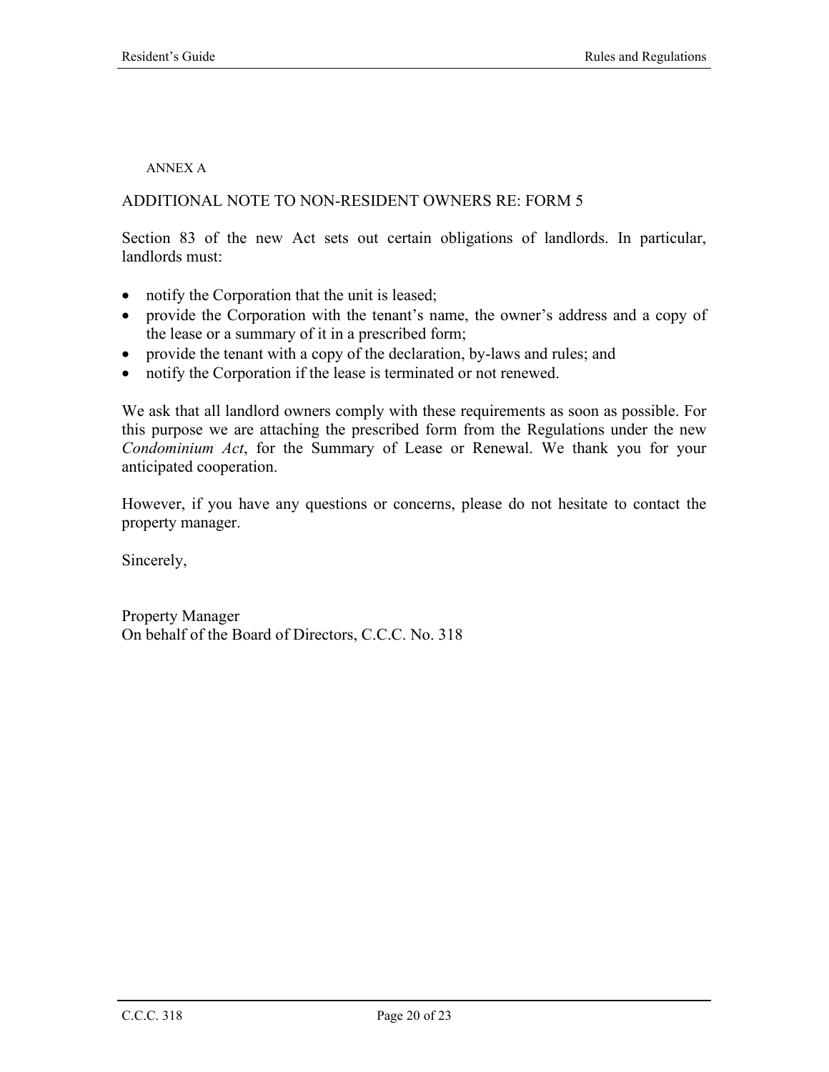ANNEX A

## ADDITIONAL NOTE TO NON-RESIDENT OWNERS RE: FORM 5

Section 83 of the new Act sets out certain obligations of landlords. In particular, landlords must:

- notify the Corporation that the unit is leased;
- provide the Corporation with the tenant's name, the owner's address and a copy of the lease or a summary of it in a prescribed form;
- provide the tenant with a copy of the declaration, by-laws and rules; and
- notify the Corporation if the lease is terminated or not renewed.

We ask that all landlord owners comply with these requirements as soon as possible. For this purpose we are attaching the prescribed form from the Regulations under the new *Condominium Act*, for the Summary of Lease or Renewal. We thank you for your anticipated cooperation.

However, if you have any questions or concerns, please do not hesitate to contact the property manager.

Sincerely,

Property Manager
On behalf of the Board of Directors, C.C.C. No. 318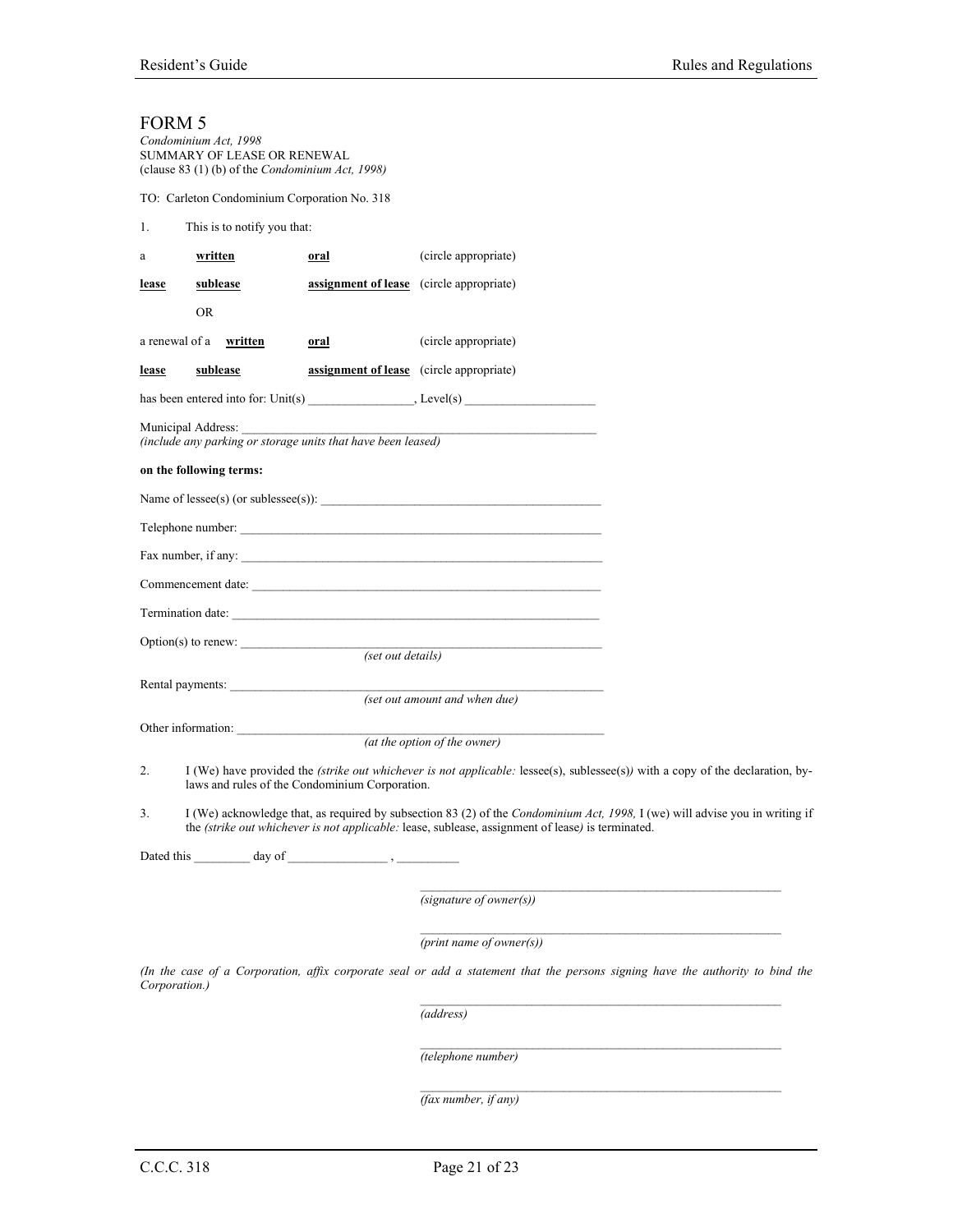# FORM 5

*Condominium Act, 1998*
SUMMARY OF LEASE OR RENEWAL
(clause 83 (1) (b) of the *Condominium Act, 1998)*

TO: Carleton Condominium Corporation No. 318

1. This is to notify you that:

a **written** **oral** (circle appropriate)

**lease** **sublease** **assignment of lease** (circle appropriate)

OR

a renewal of a **written** **oral** (circle appropriate)

**lease** **sublease** **assignment of lease** (circle appropriate)

has been entered into for: Unit(s) _________________, Level(s) ____________________

Municipal Address: ___________________________________________________________
*(include any parking or storage units that have been leased)*

**on the following terms:**

Name of lessee(s) (or sublessee(s)): _______________________________________________

Telephone number: ___________________________________________________________

Fax number, if any: ___________________________________________________________

Commencement date: _________________________________________________________

Termination date: _____________________________________________________________

Option(s) to renew: ____________________________________________________________
*(set out details)*

Rental payments: ______________________________________________________________
*(set out amount and when due)*

Other information: _____________________________________________________________
*(at the option of the owner)*

2. I (We) have provided the *(strike out whichever is not applicable:* lessee(s), sublessee(s)*)* with a copy of the declaration, by-laws and rules of the Condominium Corporation.

3. I (We) acknowledge that, as required by subsection 83 (2) of the *Condominium Act, 1998,* I (we) will advise you in writing if the *(strike out whichever is not applicable:* lease, sublease, assignment of lease*)* is terminated.

Dated this _________ day of ________________ , __________

__________________________________________________________
*(signature of owner(s))*

__________________________________________________________
*(print name of owner(s))*

*(In the case of a Corporation, affix corporate seal or add a statement that the persons signing have the authority to bind the Corporation.)*

__________________________________________________________
*(address)*

__________________________________________________________
*(telephone number)*

__________________________________________________________
*(fax number, if any)*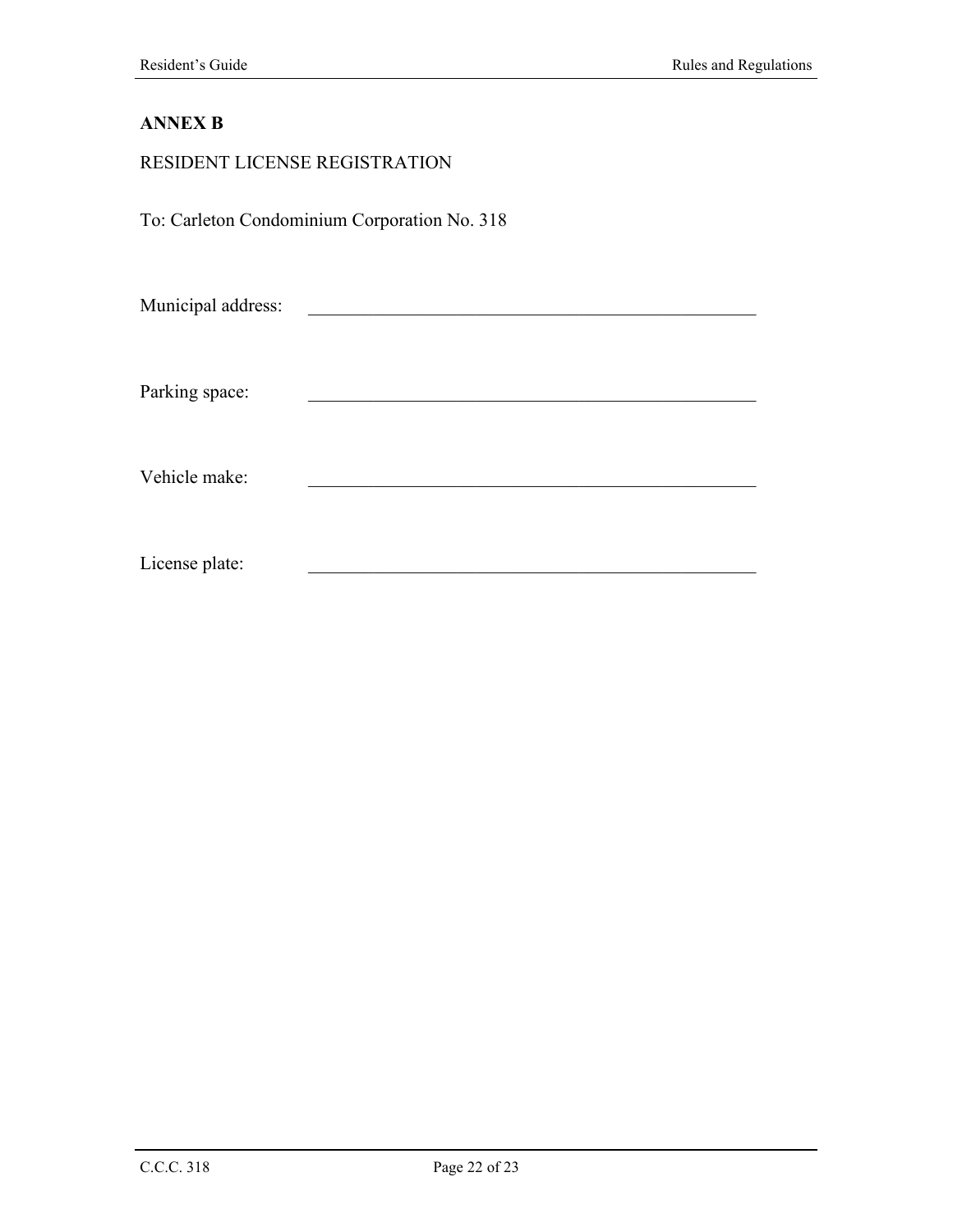# ANNEX B

RESIDENT LICENSE REGISTRATION

To: Carleton Condominium Corporation No. 318

Municipal address: ___________________________________________________

Parking space: ___________________________________________________

Vehicle make: ___________________________________________________

License plate: ___________________________________________________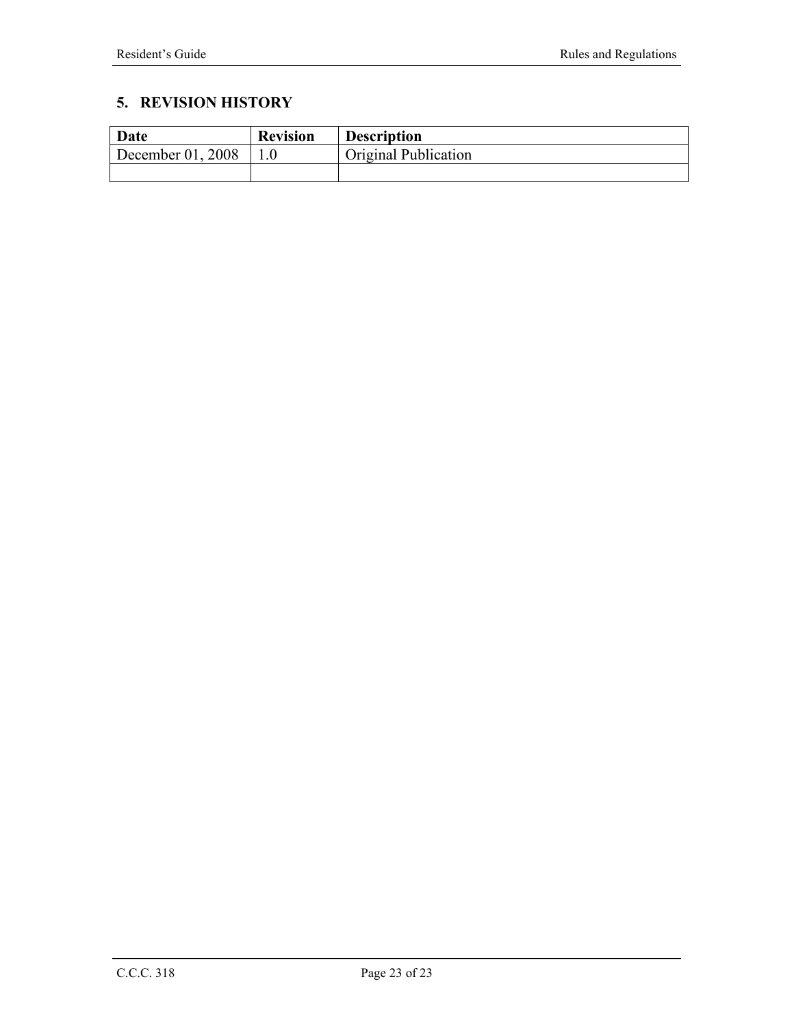## 5. REVISION HISTORY

| Date | Revision | Description |
| --- | --- | --- |
| December 01, 2008 | 1.0 | Original Publication |
| | | |